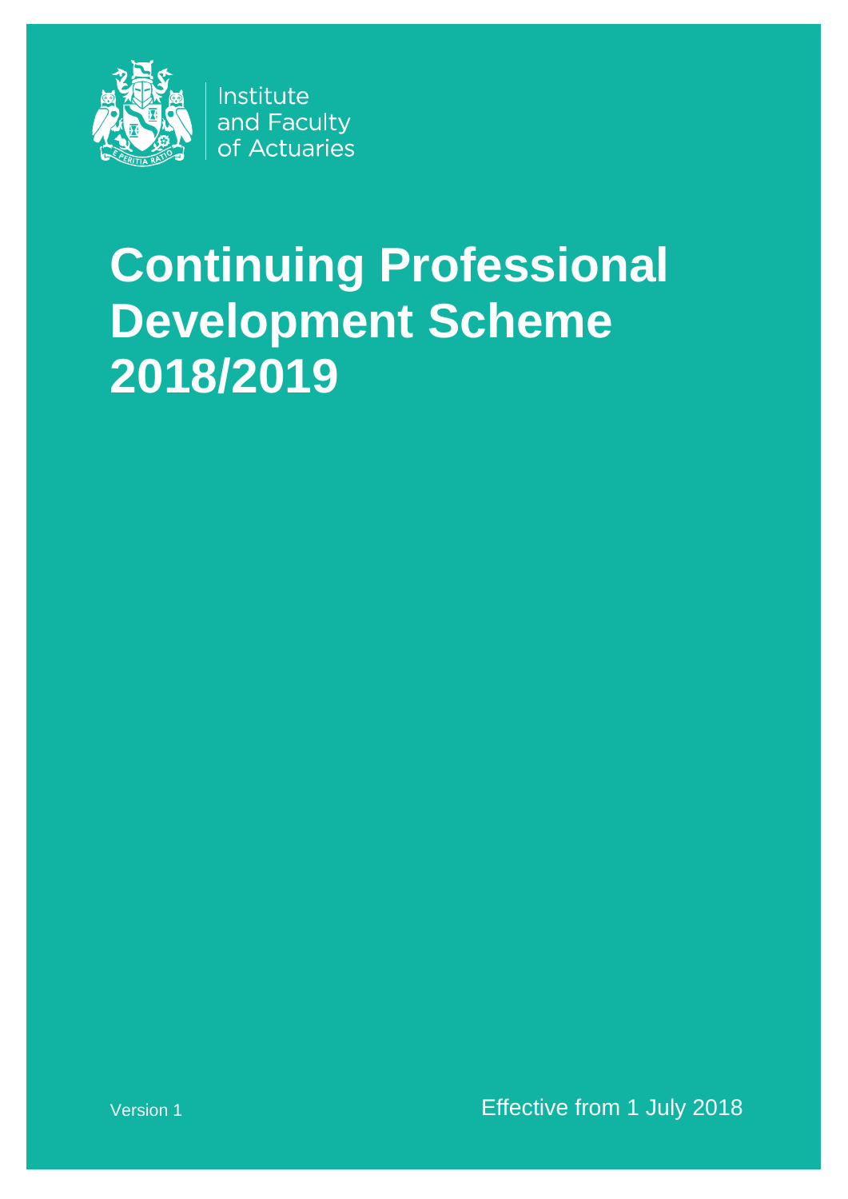Institute and Faculty of Actuaries

# Continuing Professional Development Scheme 2018/2019

Version 1

Effective from 1 July 2018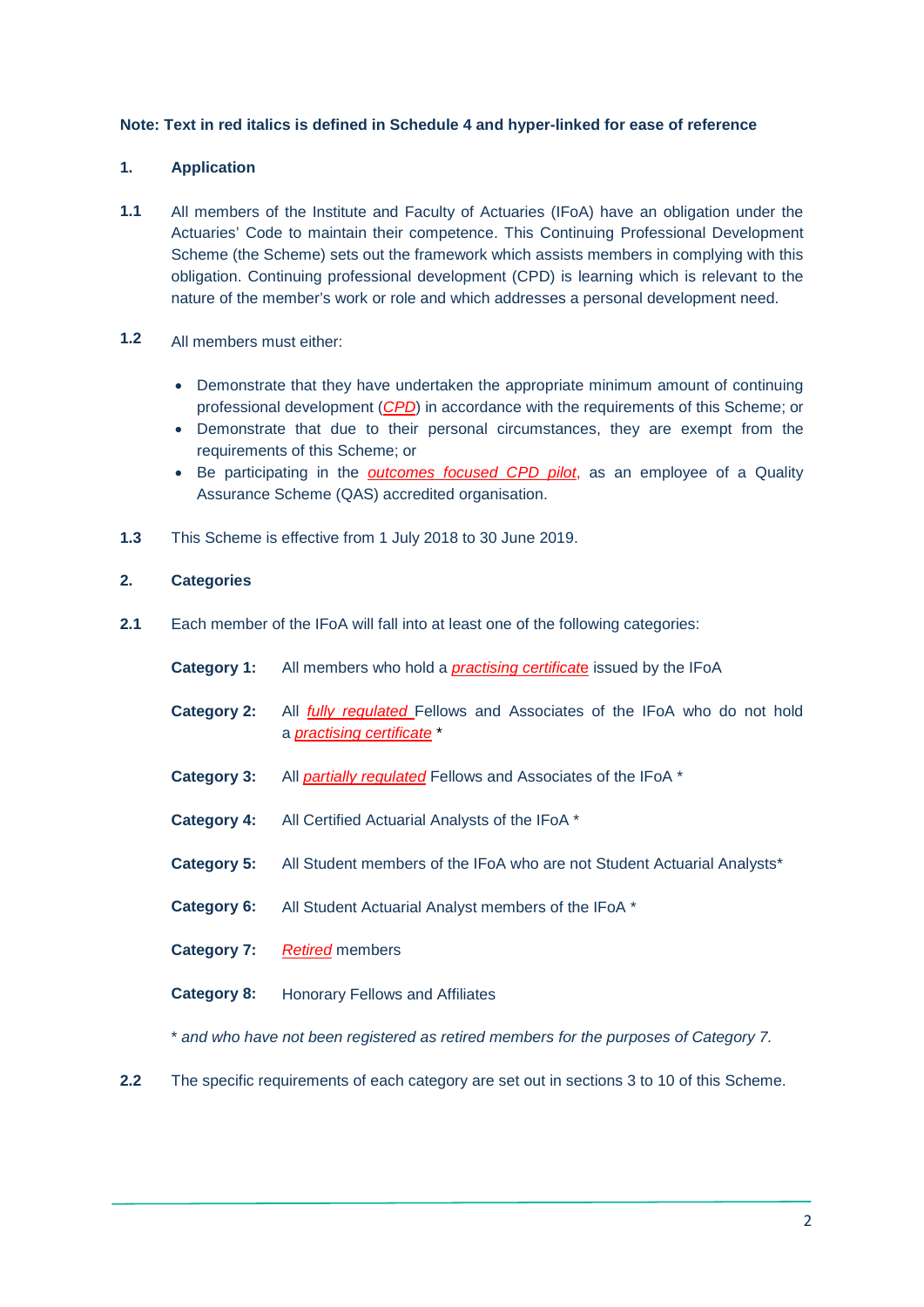**Note: Text in red italics is defined in Schedule 4 and hyper-linked for ease of reference**

## 1. Application

**1.1** All members of the Institute and Faculty of Actuaries (IFoA) have an obligation under the Actuaries' Code to maintain their competence. This Continuing Professional Development Scheme (the Scheme) sets out the framework which assists members in complying with this obligation. Continuing professional development (CPD) is learning which is relevant to the nature of the member's work or role and which addresses a personal development need.

**1.2** All members must either:

- Demonstrate that they have undertaken the appropriate minimum amount of continuing professional development (*CPD*) in accordance with the requirements of this Scheme; or
- Demonstrate that due to their personal circumstances, they are exempt from the requirements of this Scheme; or
- Be participating in the *outcomes focused CPD pilot*, as an employee of a Quality Assurance Scheme (QAS) accredited organisation.

**1.3** This Scheme is effective from 1 July 2018 to 30 June 2019.

## 2. Categories

**2.1** Each member of the IFoA will fall into at least one of the following categories:

**Category 1:** All members who hold a *practising certificate* issued by the IFoA

**Category 2:** All *fully regulated* Fellows and Associates of the IFoA who do not hold a *practising certificate* *

**Category 3:** All *partially regulated* Fellows and Associates of the IFoA *

**Category 4:** All Certified Actuarial Analysts of the IFoA *

**Category 5:** All Student members of the IFoA who are not Student Actuarial Analysts*

**Category 6:** All Student Actuarial Analyst members of the IFoA *

**Category 7:** *Retired* members

**Category 8:** Honorary Fellows and Affiliates

*\* and who have not been registered as retired members for the purposes of Category 7.*

**2.2** The specific requirements of each category are set out in sections 3 to 10 of this Scheme.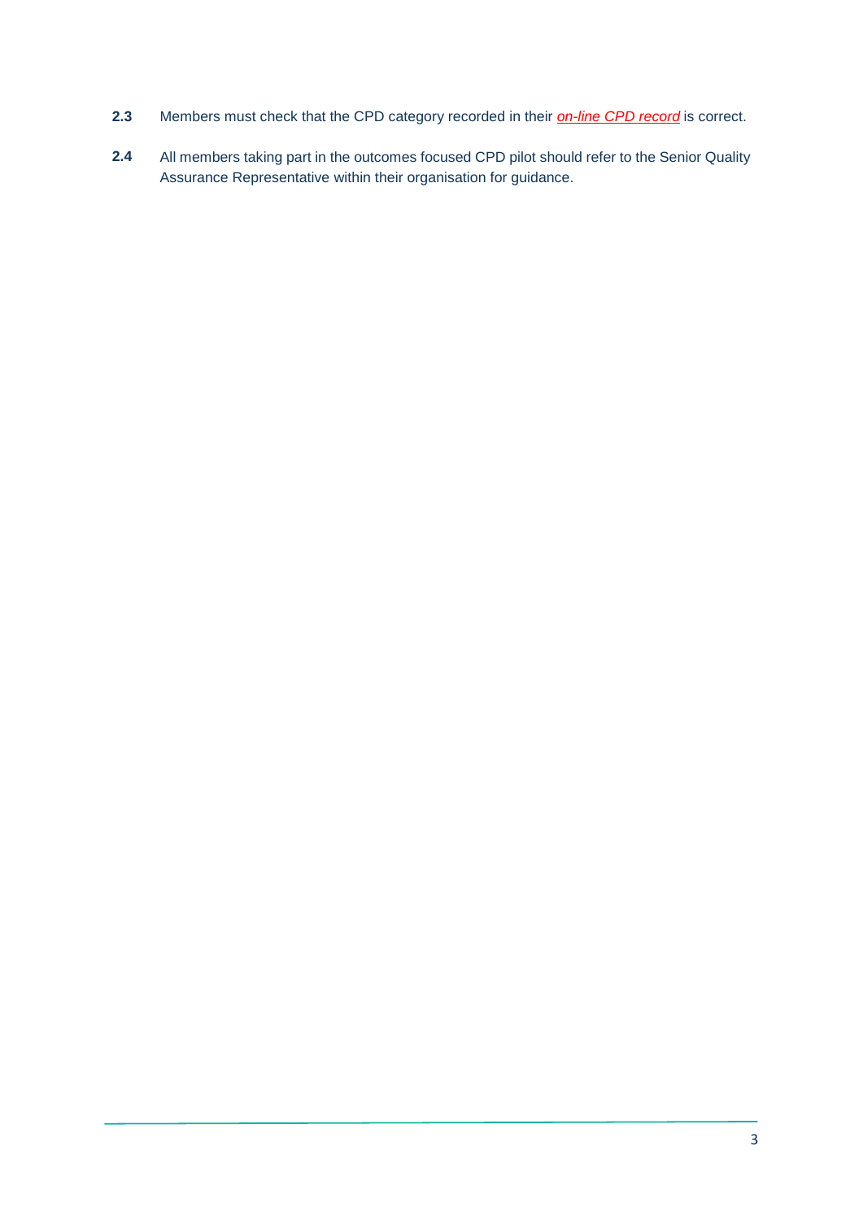**2.3** Members must check that the CPD category recorded in their *on-line CPD record* is correct.

**2.4** All members taking part in the outcomes focused CPD pilot should refer to the Senior Quality Assurance Representative within their organisation for guidance.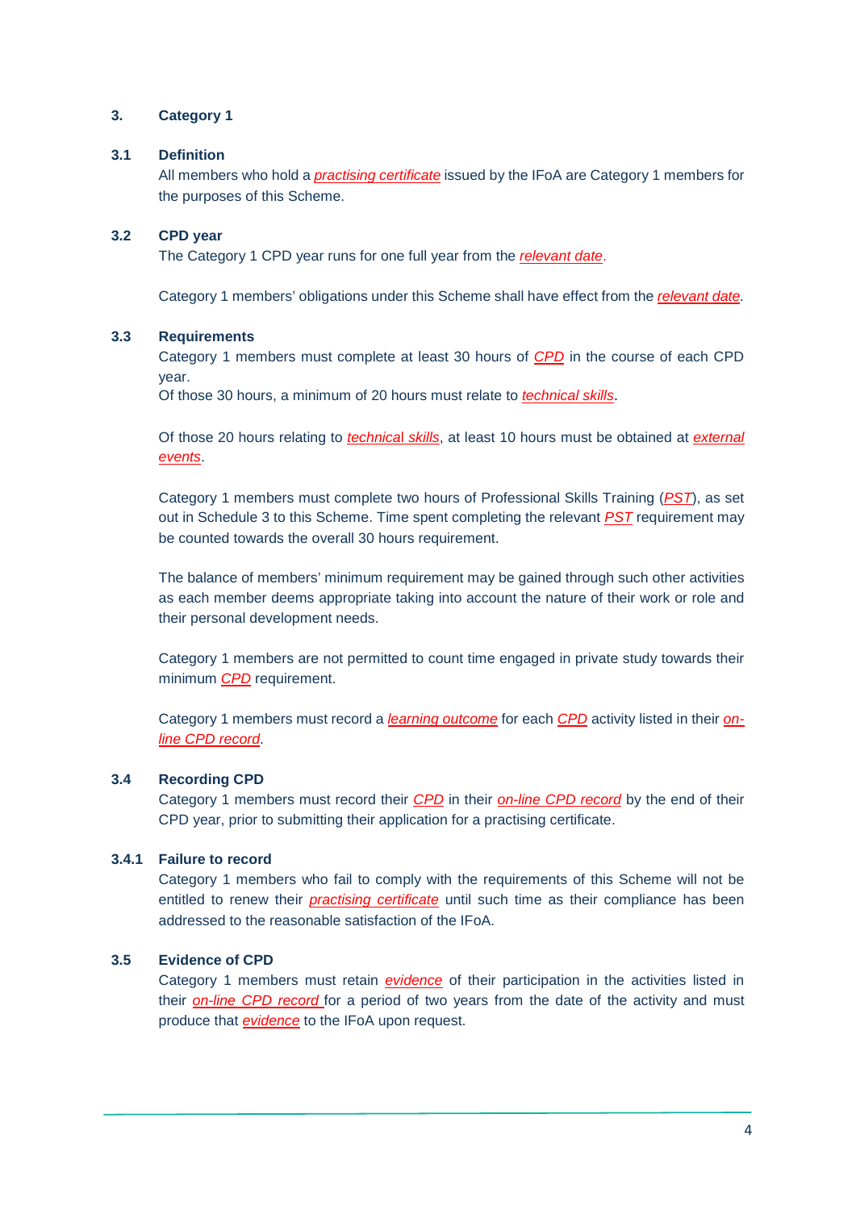## 3. Category 1

### 3.1 Definition

All members who hold a *practising certificate* issued by the IFoA are Category 1 members for the purposes of this Scheme.

### 3.2 CPD year

The Category 1 CPD year runs for one full year from the *relevant date*.

Category 1 members' obligations under this Scheme shall have effect from the *relevant date*.

### 3.3 Requirements

Category 1 members must complete at least 30 hours of *CPD* in the course of each CPD year.
Of those 30 hours, a minimum of 20 hours must relate to *technical skills*.

Of those 20 hours relating to *technical skills*, at least 10 hours must be obtained at *external events*.

Category 1 members must complete two hours of Professional Skills Training (*PST*), as set out in Schedule 3 to this Scheme. Time spent completing the relevant *PST* requirement may be counted towards the overall 30 hours requirement.

The balance of members' minimum requirement may be gained through such other activities as each member deems appropriate taking into account the nature of their work or role and their personal development needs.

Category 1 members are not permitted to count time engaged in private study towards their minimum *CPD* requirement.

Category 1 members must record a *learning outcome* for each *CPD* activity listed in their *on-line CPD record*.

### 3.4 Recording CPD

Category 1 members must record their *CPD* in their *on-line CPD record* by the end of their CPD year, prior to submitting their application for a practising certificate.

#### 3.4.1 Failure to record

Category 1 members who fail to comply with the requirements of this Scheme will not be entitled to renew their *practising certificate* until such time as their compliance has been addressed to the reasonable satisfaction of the IFoA.

### 3.5 Evidence of CPD

Category 1 members must retain *evidence* of their participation in the activities listed in their *on-line CPD record* for a period of two years from the date of the activity and must produce that *evidence* to the IFoA upon request.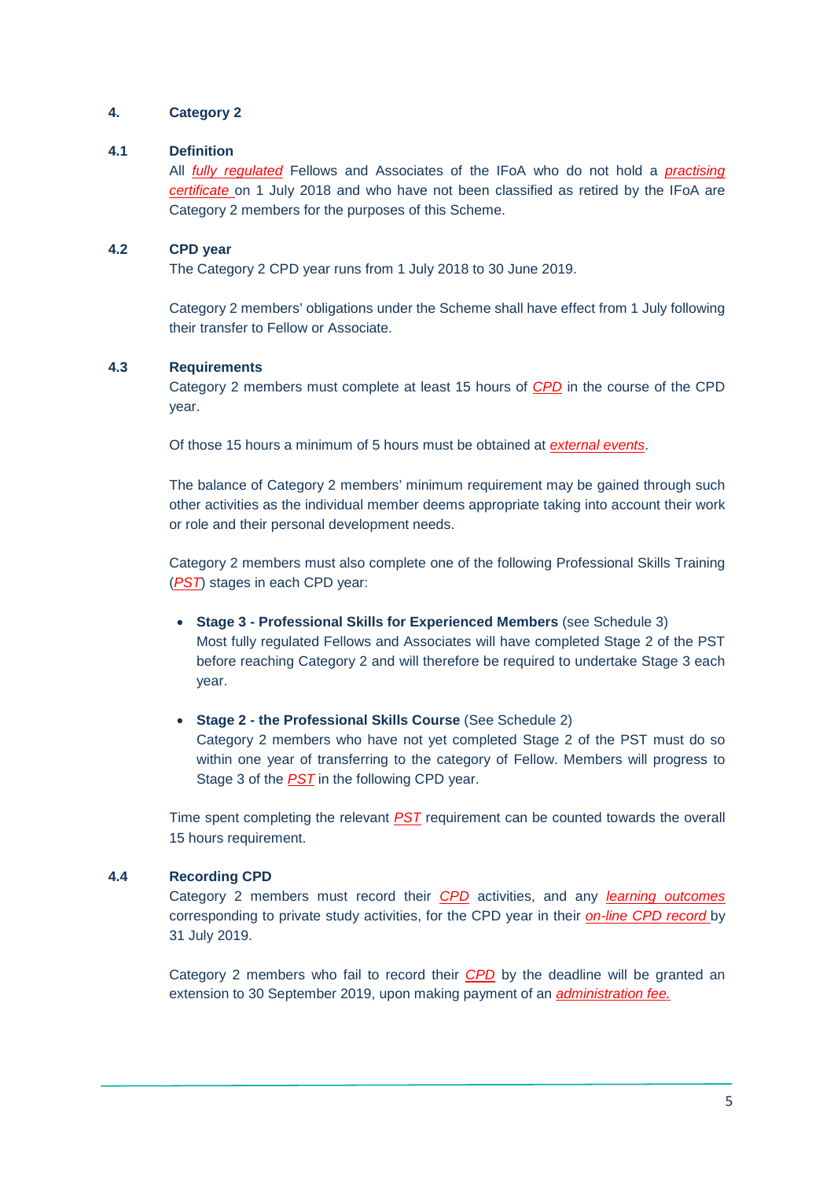## 4. Category 2

### 4.1 Definition

All *fully regulated* Fellows and Associates of the IFoA who do not hold a *practising certificate* on 1 July 2018 and who have not been classified as retired by the IFoA are Category 2 members for the purposes of this Scheme.

### 4.2 CPD year

The Category 2 CPD year runs from 1 July 2018 to 30 June 2019.

Category 2 members' obligations under the Scheme shall have effect from 1 July following their transfer to Fellow or Associate.

### 4.3 Requirements

Category 2 members must complete at least 15 hours of *CPD* in the course of the CPD year.

Of those 15 hours a minimum of 5 hours must be obtained at *external events*.

The balance of Category 2 members' minimum requirement may be gained through such other activities as the individual member deems appropriate taking into account their work or role and their personal development needs.

Category 2 members must also complete one of the following Professional Skills Training (*PST*) stages in each CPD year:

- **Stage 3 - Professional Skills for Experienced Members** (see Schedule 3)
  Most fully regulated Fellows and Associates will have completed Stage 2 of the PST before reaching Category 2 and will therefore be required to undertake Stage 3 each year.

- **Stage 2 - the Professional Skills Course** (See Schedule 2)
  Category 2 members who have not yet completed Stage 2 of the PST must do so within one year of transferring to the category of Fellow. Members will progress to Stage 3 of the *PST* in the following CPD year.

Time spent completing the relevant *PST* requirement can be counted towards the overall 15 hours requirement.

### 4.4 Recording CPD

Category 2 members must record their *CPD* activities, and any *learning outcomes* corresponding to private study activities, for the CPD year in their *on-line CPD record* by 31 July 2019.

Category 2 members who fail to record their *CPD* by the deadline will be granted an extension to 30 September 2019, upon making payment of an *administration fee.*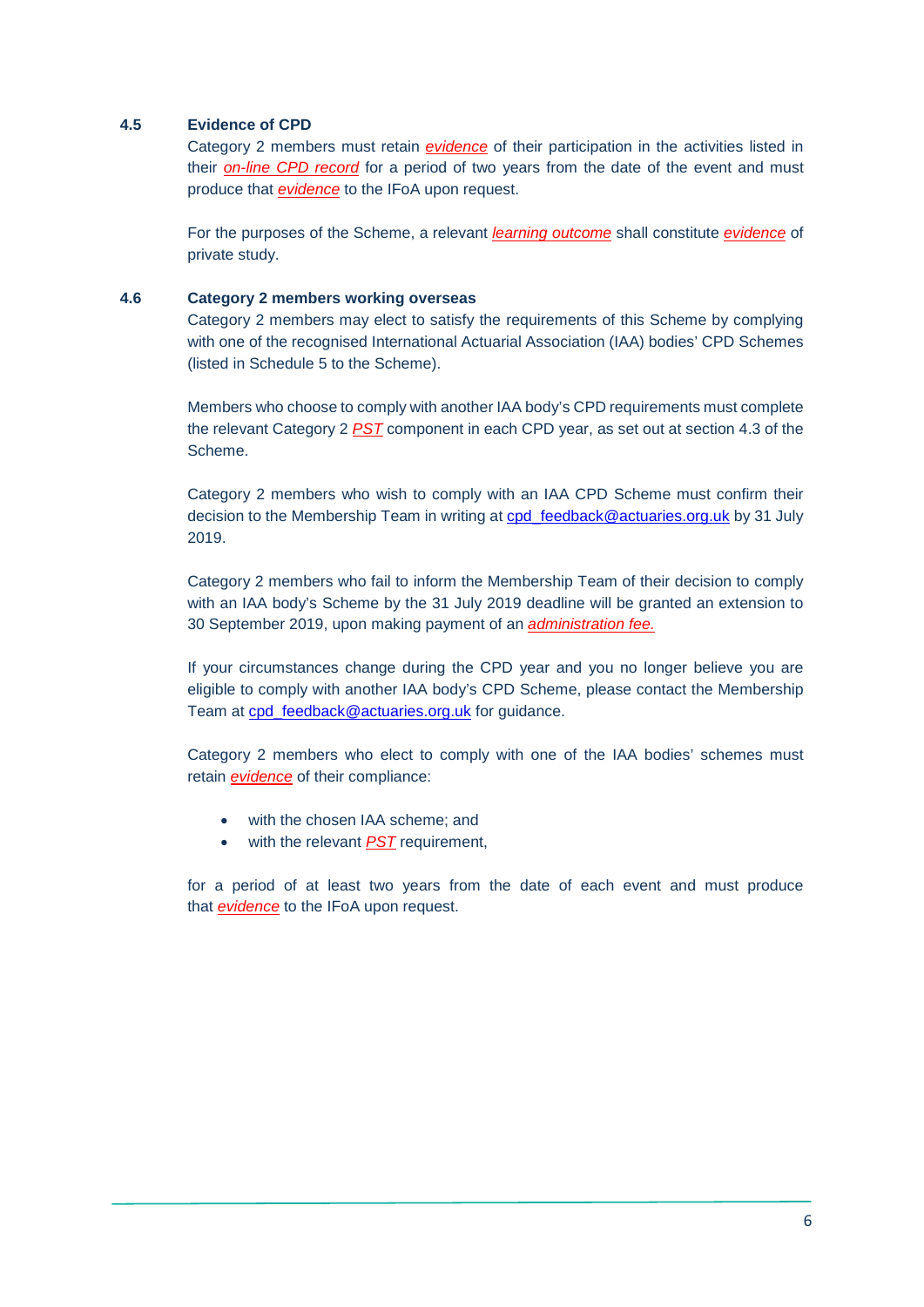### 4.5 Evidence of CPD

Category 2 members must retain *evidence* of their participation in the activities listed in their *on-line CPD record* for a period of two years from the date of the event and must produce that *evidence* to the IFoA upon request.

For the purposes of the Scheme, a relevant *learning outcome* shall constitute *evidence* of private study.

### 4.6 Category 2 members working overseas

Category 2 members may elect to satisfy the requirements of this Scheme by complying with one of the recognised International Actuarial Association (IAA) bodies' CPD Schemes (listed in Schedule 5 to the Scheme).

Members who choose to comply with another IAA body's CPD requirements must complete the relevant Category 2 *PST* component in each CPD year, as set out at section 4.3 of the Scheme.

Category 2 members who wish to comply with an IAA CPD Scheme must confirm their decision to the Membership Team in writing at cpd_feedback@actuaries.org.uk by 31 July 2019.

Category 2 members who fail to inform the Membership Team of their decision to comply with an IAA body's Scheme by the 31 July 2019 deadline will be granted an extension to 30 September 2019, upon making payment of an *administration fee.*

If your circumstances change during the CPD year and you no longer believe you are eligible to comply with another IAA body's CPD Scheme, please contact the Membership Team at cpd_feedback@actuaries.org.uk for guidance.

Category 2 members who elect to comply with one of the IAA bodies' schemes must retain *evidence* of their compliance:

- with the chosen IAA scheme; and
- with the relevant *PST* requirement,

for a period of at least two years from the date of each event and must produce that *evidence* to the IFoA upon request.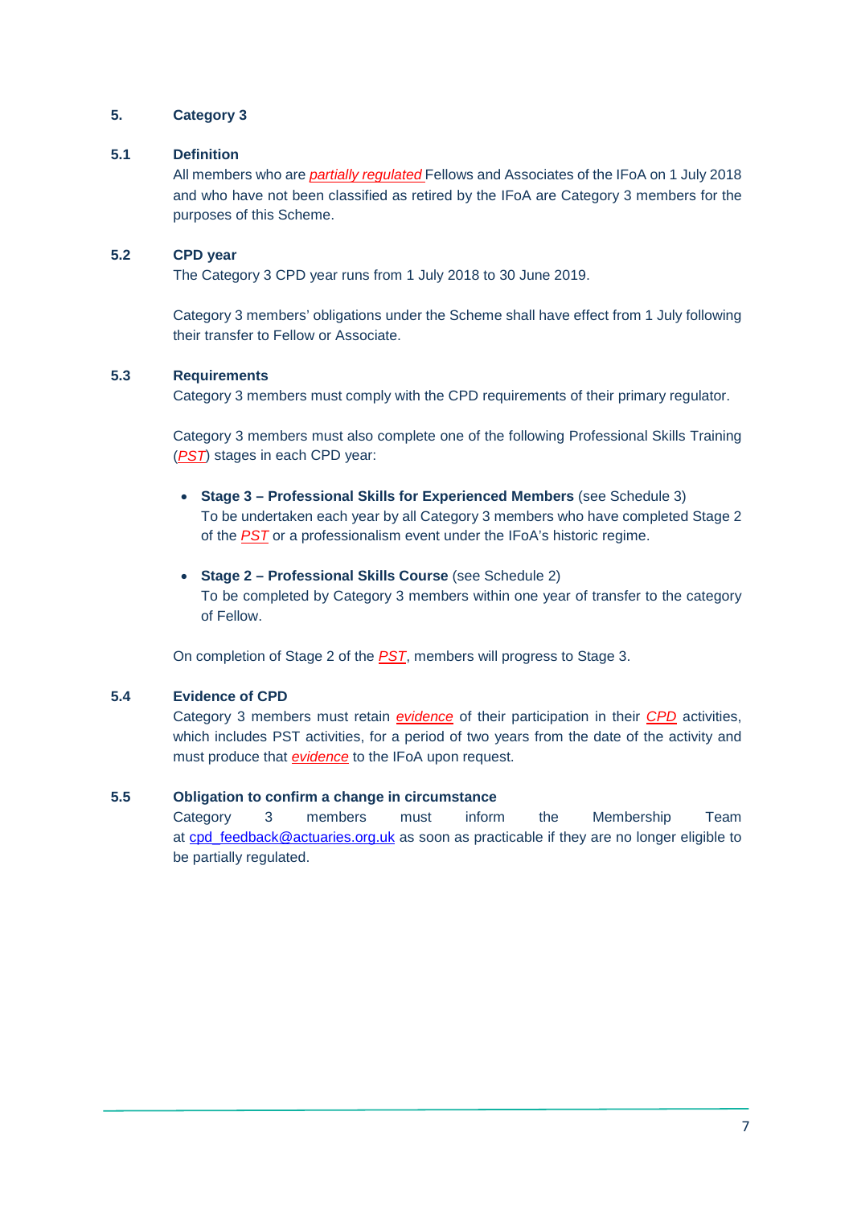## 5. Category 3

### 5.1 Definition

All members who are *partially regulated* Fellows and Associates of the IFoA on 1 July 2018 and who have not been classified as retired by the IFoA are Category 3 members for the purposes of this Scheme.

### 5.2 CPD year

The Category 3 CPD year runs from 1 July 2018 to 30 June 2019.

Category 3 members' obligations under the Scheme shall have effect from 1 July following their transfer to Fellow or Associate.

### 5.3 Requirements

Category 3 members must comply with the CPD requirements of their primary regulator.

Category 3 members must also complete one of the following Professional Skills Training (*PST*) stages in each CPD year:

- **Stage 3 – Professional Skills for Experienced Members** (see Schedule 3)
  To be undertaken each year by all Category 3 members who have completed Stage 2 of the *PST* or a professionalism event under the IFoA's historic regime.

- **Stage 2 – Professional Skills Course** (see Schedule 2)
  To be completed by Category 3 members within one year of transfer to the category of Fellow.

On completion of Stage 2 of the *PST*, members will progress to Stage 3.

### 5.4 Evidence of CPD

Category 3 members must retain *evidence* of their participation in their *CPD* activities, which includes PST activities, for a period of two years from the date of the activity and must produce that *evidence* to the IFoA upon request.

### 5.5 Obligation to confirm a change in circumstance

Category 3 members must inform the Membership Team at cpd_feedback@actuaries.org.uk as soon as practicable if they are no longer eligible to be partially regulated.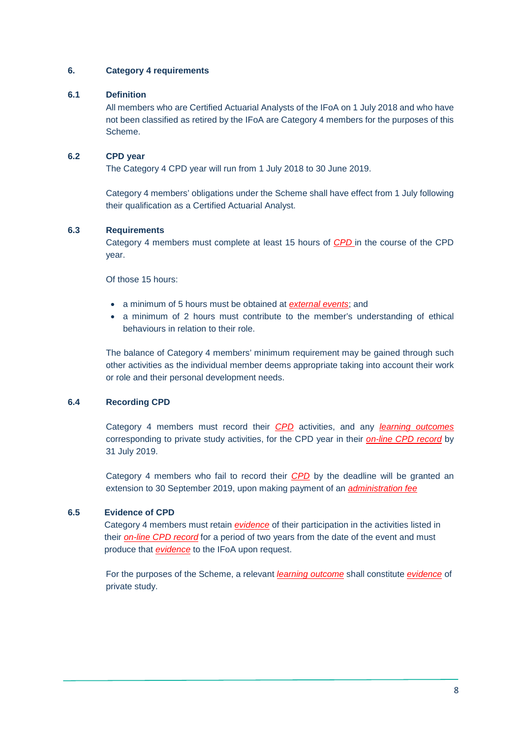## 6. Category 4 requirements

### 6.1 Definition

All members who are Certified Actuarial Analysts of the IFoA on 1 July 2018 and who have not been classified as retired by the IFoA are Category 4 members for the purposes of this Scheme.

### 6.2 CPD year

The Category 4 CPD year will run from 1 July 2018 to 30 June 2019.

Category 4 members' obligations under the Scheme shall have effect from 1 July following their qualification as a Certified Actuarial Analyst.

### 6.3 Requirements

Category 4 members must complete at least 15 hours of *CPD* in the course of the CPD year.

Of those 15 hours:

- a minimum of 5 hours must be obtained at *external events*; and
- a minimum of 2 hours must contribute to the member's understanding of ethical behaviours in relation to their role.

The balance of Category 4 members' minimum requirement may be gained through such other activities as the individual member deems appropriate taking into account their work or role and their personal development needs.

### 6.4 Recording CPD

Category 4 members must record their *CPD* activities, and any *learning outcomes* corresponding to private study activities, for the CPD year in their *on-line CPD record* by 31 July 2019.

Category 4 members who fail to record their *CPD* by the deadline will be granted an extension to 30 September 2019, upon making payment of an *administration fee*

### 6.5 Evidence of CPD

Category 4 members must retain *evidence* of their participation in the activities listed in their *on-line CPD record* for a period of two years from the date of the event and must produce that *evidence* to the IFoA upon request.

For the purposes of the Scheme, a relevant *learning outcome* shall constitute *evidence* of private study.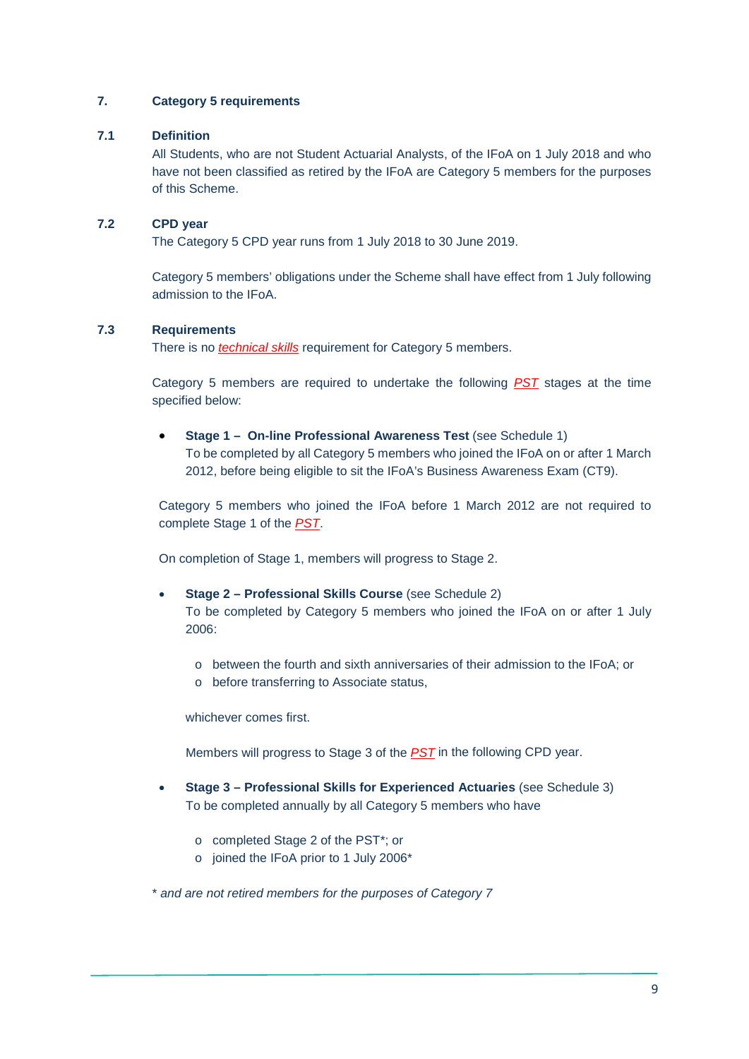## 7. Category 5 requirements

### 7.1 Definition

All Students, who are not Student Actuarial Analysts, of the IFoA on 1 July 2018 and who have not been classified as retired by the IFoA are Category 5 members for the purposes of this Scheme.

### 7.2 CPD year

The Category 5 CPD year runs from 1 July 2018 to 30 June 2019.

Category 5 members' obligations under the Scheme shall have effect from 1 July following admission to the IFoA.

### 7.3 Requirements

There is no *technical skills* requirement for Category 5 members.

Category 5 members are required to undertake the following *PST* stages at the time specified below:

- **Stage 1 – On-line Professional Awareness Test** (see Schedule 1)
  To be completed by all Category 5 members who joined the IFoA on or after 1 March 2012, before being eligible to sit the IFoA's Business Awareness Exam (CT9).

Category 5 members who joined the IFoA before 1 March 2012 are not required to complete Stage 1 of the *PST*.

On completion of Stage 1, members will progress to Stage 2.

- **Stage 2 – Professional Skills Course** (see Schedule 2)
  To be completed by Category 5 members who joined the IFoA on or after 1 July 2006:

  - between the fourth and sixth anniversaries of their admission to the IFoA; or
  - before transferring to Associate status,

  whichever comes first.

  Members will progress to Stage 3 of the *PST* in the following CPD year.

- **Stage 3 – Professional Skills for Experienced Actuaries** (see Schedule 3)
  To be completed annually by all Category 5 members who have

  - completed Stage 2 of the PST*; or
  - joined the IFoA prior to 1 July 2006*

\* *and are not retired members for the purposes of Category 7*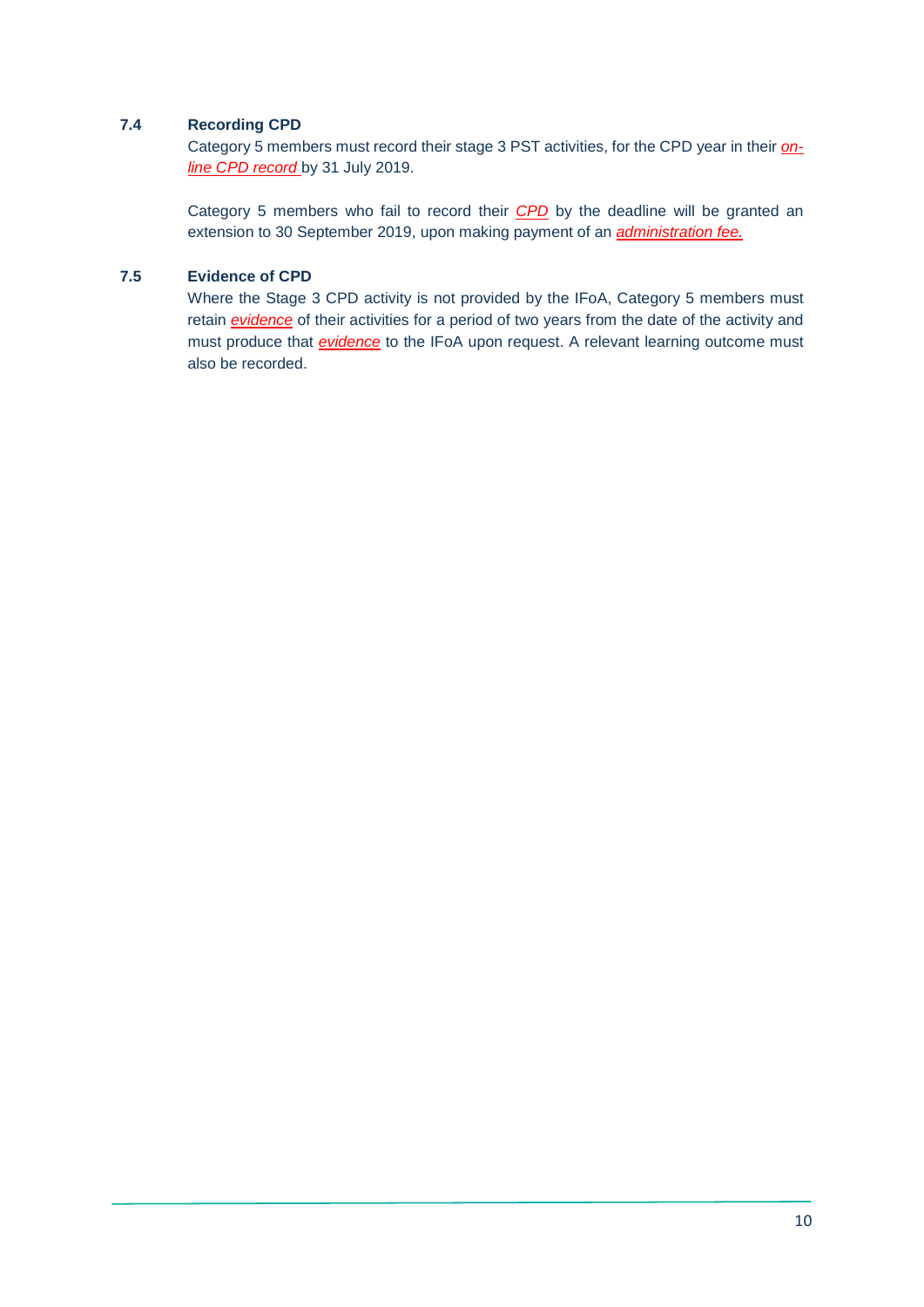### 7.4 Recording CPD

Category 5 members must record their stage 3 PST activities, for the CPD year in their *on-line CPD record* by 31 July 2019.

Category 5 members who fail to record their *CPD* by the deadline will be granted an extension to 30 September 2019, upon making payment of an *administration fee.*

### 7.5 Evidence of CPD

Where the Stage 3 CPD activity is not provided by the IFoA, Category 5 members must retain *evidence* of their activities for a period of two years from the date of the activity and must produce that *evidence* to the IFoA upon request. A relevant learning outcome must also be recorded.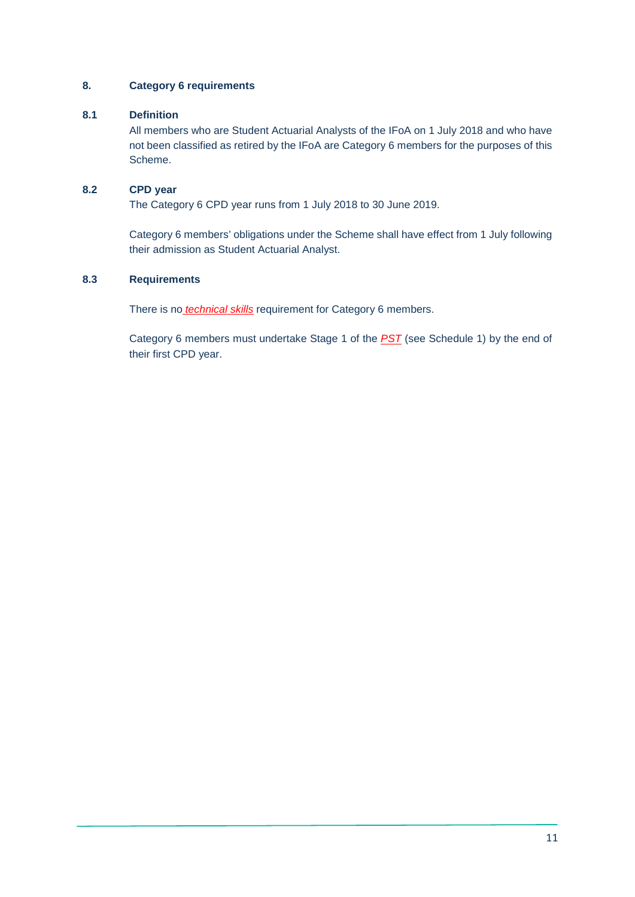## 8. Category 6 requirements

### 8.1 Definition

All members who are Student Actuarial Analysts of the IFoA on 1 July 2018 and who have not been classified as retired by the IFoA are Category 6 members for the purposes of this Scheme.

### 8.2 CPD year

The Category 6 CPD year runs from 1 July 2018 to 30 June 2019.

Category 6 members' obligations under the Scheme shall have effect from 1 July following their admission as Student Actuarial Analyst.

### 8.3 Requirements

There is no *technical skills* requirement for Category 6 members.

Category 6 members must undertake Stage 1 of the *PST* (see Schedule 1) by the end of their first CPD year.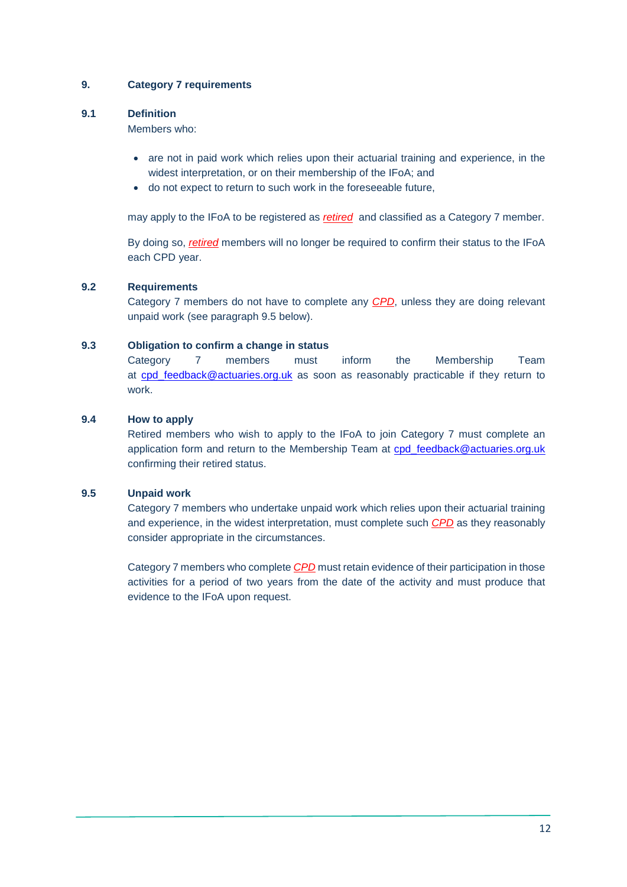## 9. Category 7 requirements

### 9.1 Definition

Members who:

- are not in paid work which relies upon their actuarial training and experience, in the widest interpretation, or on their membership of the IFoA; and
- do not expect to return to such work in the foreseeable future,

may apply to the IFoA to be registered as *retired* and classified as a Category 7 member.

By doing so, *retired* members will no longer be required to confirm their status to the IFoA each CPD year.

### 9.2 Requirements

Category 7 members do not have to complete any *CPD*, unless they are doing relevant unpaid work (see paragraph 9.5 below).

### 9.3 Obligation to confirm a change in status

Category 7 members must inform the Membership Team at cpd_feedback@actuaries.org.uk as soon as reasonably practicable if they return to work.

### 9.4 How to apply

Retired members who wish to apply to the IFoA to join Category 7 must complete an application form and return to the Membership Team at cpd_feedback@actuaries.org.uk confirming their retired status.

### 9.5 Unpaid work

Category 7 members who undertake unpaid work which relies upon their actuarial training and experience, in the widest interpretation, must complete such *CPD* as they reasonably consider appropriate in the circumstances.

Category 7 members who complete *CPD* must retain evidence of their participation in those activities for a period of two years from the date of the activity and must produce that evidence to the IFoA upon request.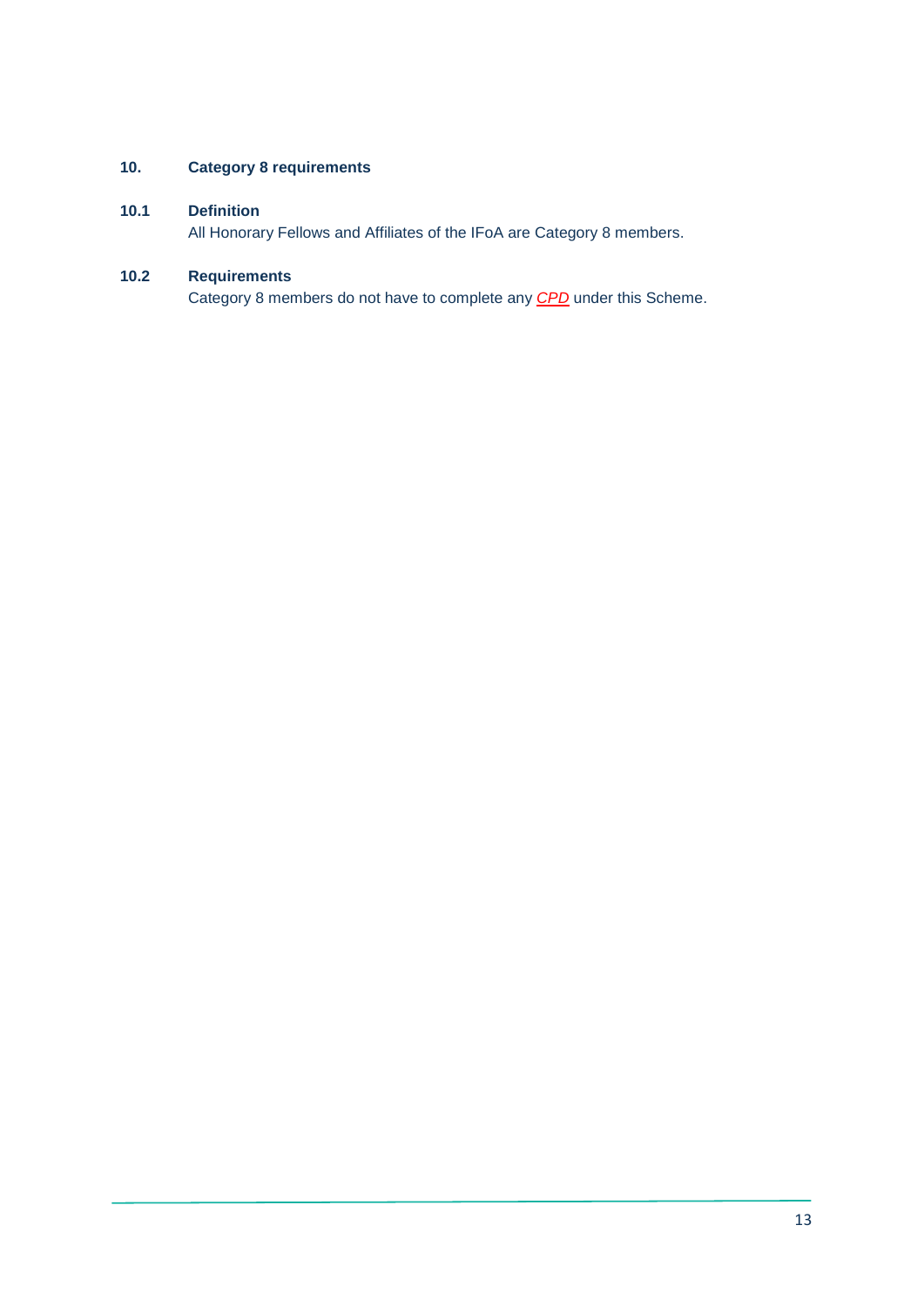## 10. Category 8 requirements

### 10.1 Definition

All Honorary Fellows and Affiliates of the IFoA are Category 8 members.

### 10.2 Requirements

Category 8 members do not have to complete any *CPD* under this Scheme.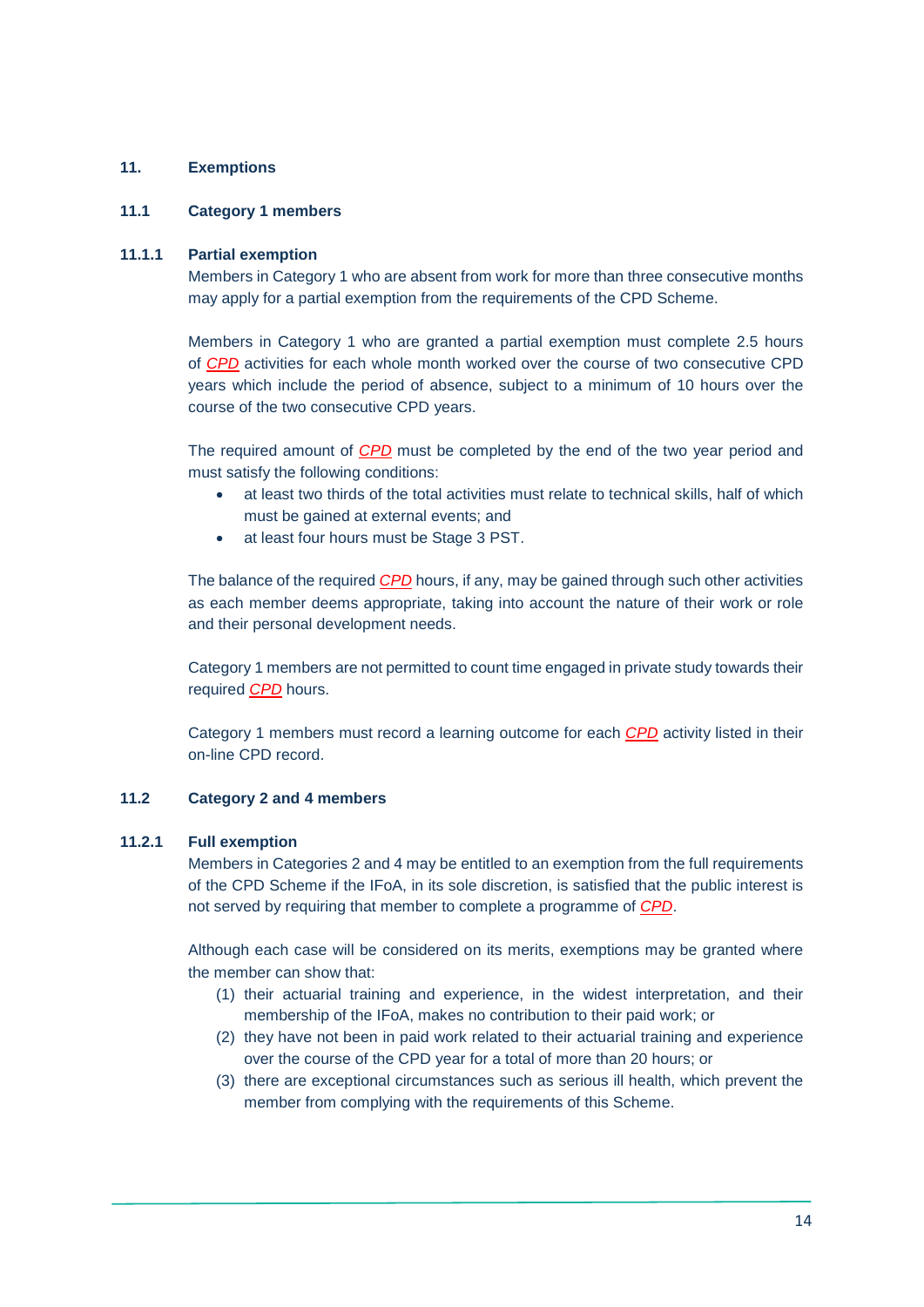## 11. Exemptions

### 11.1 Category 1 members

#### 11.1.1 Partial exemption

Members in Category 1 who are absent from work for more than three consecutive months may apply for a partial exemption from the requirements of the CPD Scheme.

Members in Category 1 who are granted a partial exemption must complete 2.5 hours of *CPD* activities for each whole month worked over the course of two consecutive CPD years which include the period of absence, subject to a minimum of 10 hours over the course of the two consecutive CPD years.

The required amount of *CPD* must be completed by the end of the two year period and must satisfy the following conditions:

- at least two thirds of the total activities must relate to technical skills, half of which must be gained at external events; and
- at least four hours must be Stage 3 PST.

The balance of the required *CPD* hours, if any, may be gained through such other activities as each member deems appropriate, taking into account the nature of their work or role and their personal development needs.

Category 1 members are not permitted to count time engaged in private study towards their required *CPD* hours.

Category 1 members must record a learning outcome for each *CPD* activity listed in their on-line CPD record.

### 11.2 Category 2 and 4 members

#### 11.2.1 Full exemption

Members in Categories 2 and 4 may be entitled to an exemption from the full requirements of the CPD Scheme if the IFoA, in its sole discretion, is satisfied that the public interest is not served by requiring that member to complete a programme of *CPD*.

Although each case will be considered on its merits, exemptions may be granted where the member can show that:

(1) their actuarial training and experience, in the widest interpretation, and their membership of the IFoA, makes no contribution to their paid work; or

(2) they have not been in paid work related to their actuarial training and experience over the course of the CPD year for a total of more than 20 hours; or

(3) there are exceptional circumstances such as serious ill health, which prevent the member from complying with the requirements of this Scheme.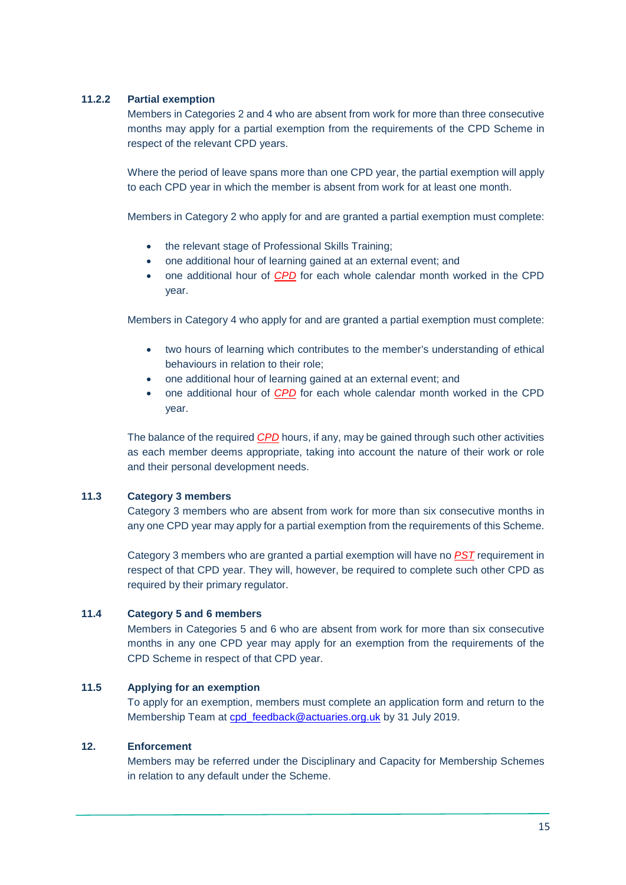### 11.2.2 Partial exemption

Members in Categories 2 and 4 who are absent from work for more than three consecutive months may apply for a partial exemption from the requirements of the CPD Scheme in respect of the relevant CPD years.

Where the period of leave spans more than one CPD year, the partial exemption will apply to each CPD year in which the member is absent from work for at least one month.

Members in Category 2 who apply for and are granted a partial exemption must complete:

- the relevant stage of Professional Skills Training;
- one additional hour of learning gained at an external event; and
- one additional hour of *CPD* for each whole calendar month worked in the CPD year.

Members in Category 4 who apply for and are granted a partial exemption must complete:

- two hours of learning which contributes to the member's understanding of ethical behaviours in relation to their role;
- one additional hour of learning gained at an external event; and
- one additional hour of *CPD* for each whole calendar month worked in the CPD year.

The balance of the required *CPD* hours, if any, may be gained through such other activities as each member deems appropriate, taking into account the nature of their work or role and their personal development needs.

### 11.3 Category 3 members

Category 3 members who are absent from work for more than six consecutive months in any one CPD year may apply for a partial exemption from the requirements of this Scheme.

Category 3 members who are granted a partial exemption will have no *PST* requirement in respect of that CPD year. They will, however, be required to complete such other CPD as required by their primary regulator.

### 11.4 Category 5 and 6 members

Members in Categories 5 and 6 who are absent from work for more than six consecutive months in any one CPD year may apply for an exemption from the requirements of the CPD Scheme in respect of that CPD year.

### 11.5 Applying for an exemption

To apply for an exemption, members must complete an application form and return to the Membership Team at cpd_feedback@actuaries.org.uk by 31 July 2019.

## 12. Enforcement

Members may be referred under the Disciplinary and Capacity for Membership Schemes in relation to any default under the Scheme.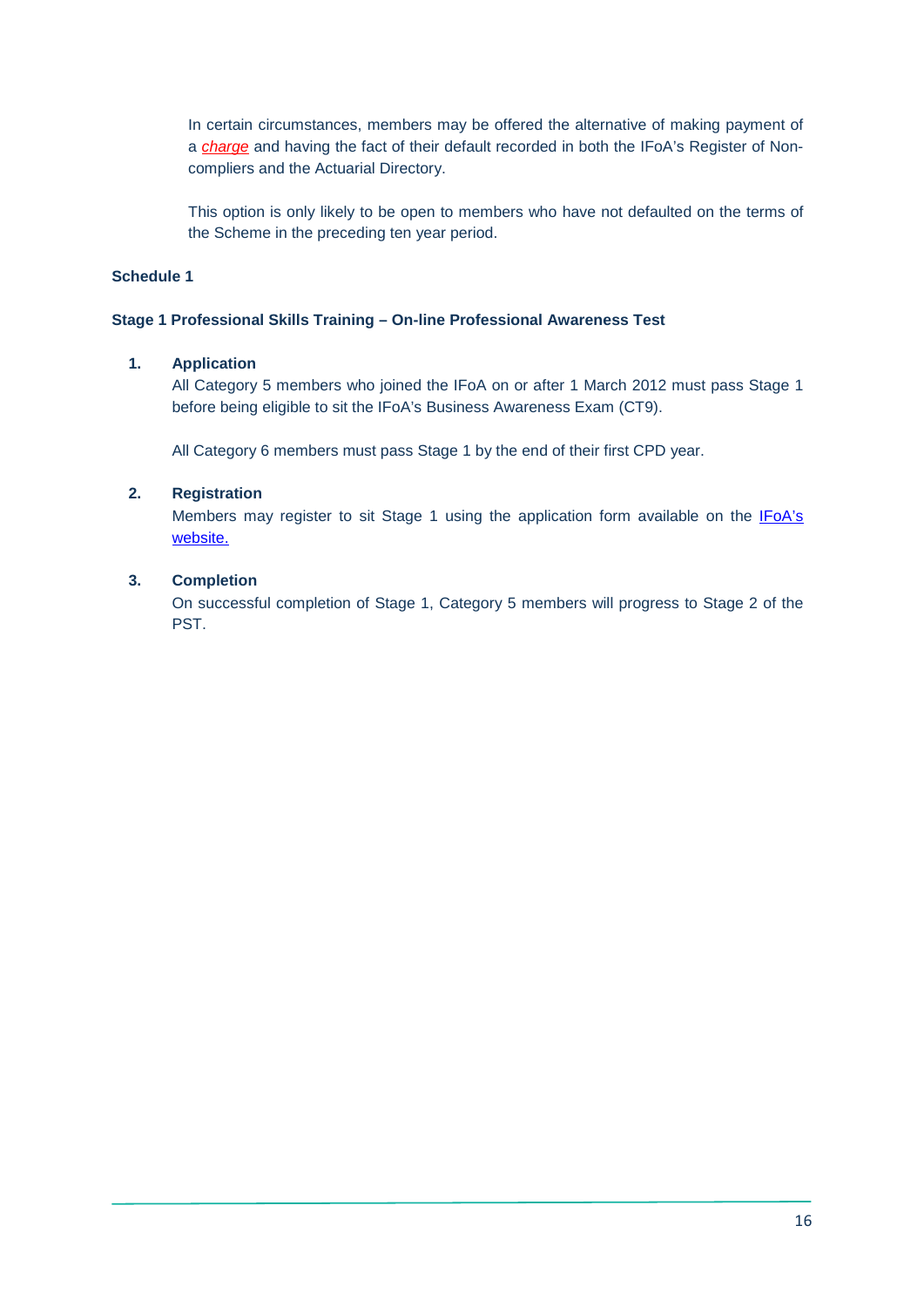In certain circumstances, members may be offered the alternative of making payment of a *charge* and having the fact of their default recorded in both the IFoA's Register of Non-compliers and the Actuarial Directory.

This option is only likely to be open to members who have not defaulted on the terms of the Scheme in the preceding ten year period.

**Schedule 1**

**Stage 1 Professional Skills Training – On-line Professional Awareness Test**

1. **Application**

   All Category 5 members who joined the IFoA on or after 1 March 2012 must pass Stage 1 before being eligible to sit the IFoA's Business Awareness Exam (CT9).

   All Category 6 members must pass Stage 1 by the end of their first CPD year.

2. **Registration**

   Members may register to sit Stage 1 using the application form available on the IFoA's website.

3. **Completion**

   On successful completion of Stage 1, Category 5 members will progress to Stage 2 of the PST.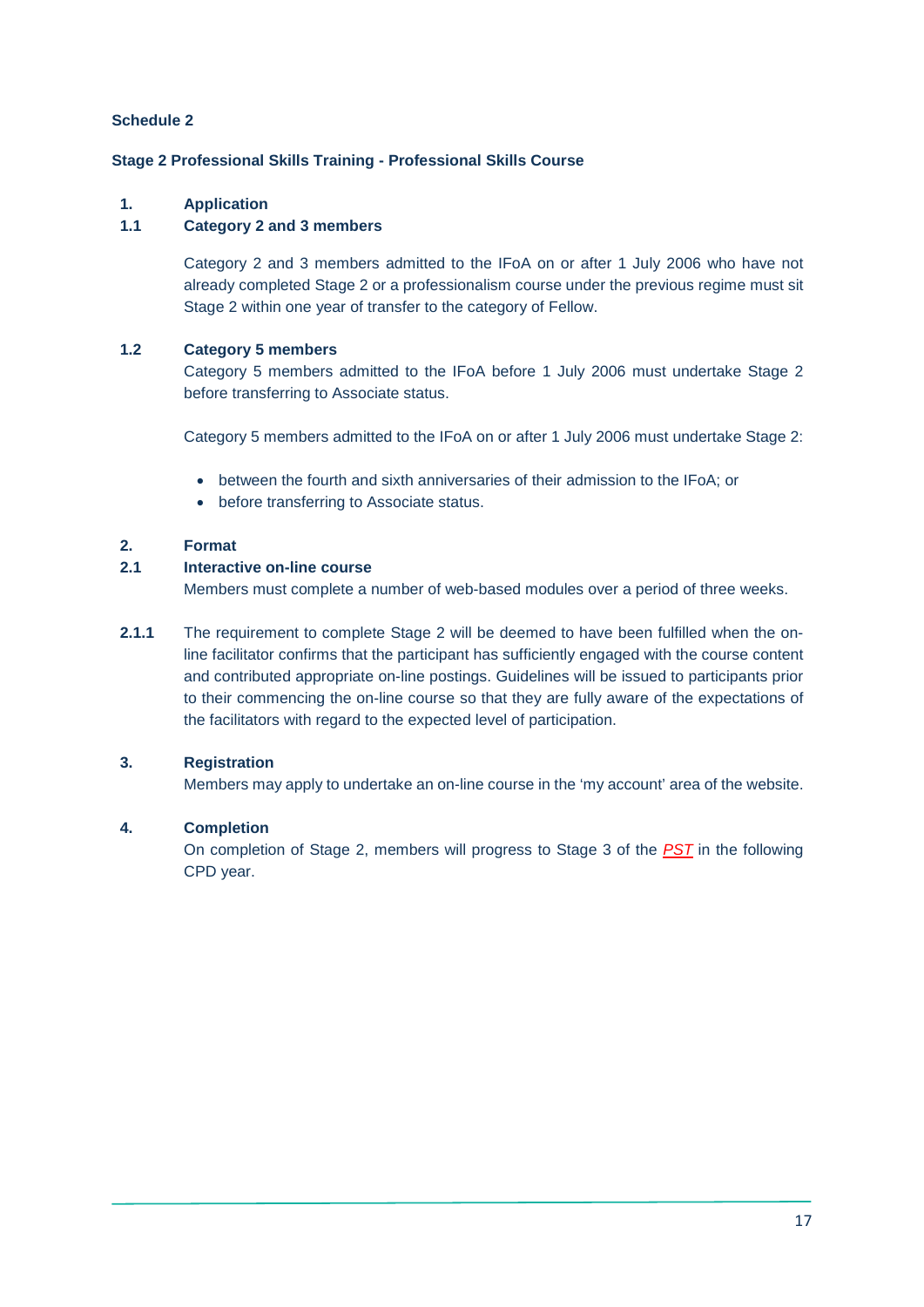**Schedule 2**

**Stage 2 Professional Skills Training - Professional Skills Course**

**1. Application**

**1.1 Category 2 and 3 members**

Category 2 and 3 members admitted to the IFoA on or after 1 July 2006 who have not already completed Stage 2 or a professionalism course under the previous regime must sit Stage 2 within one year of transfer to the category of Fellow.

**1.2 Category 5 members**

Category 5 members admitted to the IFoA before 1 July 2006 must undertake Stage 2 before transferring to Associate status.

Category 5 members admitted to the IFoA on or after 1 July 2006 must undertake Stage 2:

- between the fourth and sixth anniversaries of their admission to the IFoA; or
- before transferring to Associate status.

**2. Format**

**2.1 Interactive on-line course**

Members must complete a number of web-based modules over a period of three weeks.

**2.1.1** The requirement to complete Stage 2 will be deemed to have been fulfilled when the on-line facilitator confirms that the participant has sufficiently engaged with the course content and contributed appropriate on-line postings. Guidelines will be issued to participants prior to their commencing the on-line course so that they are fully aware of the expectations of the facilitators with regard to the expected level of participation.

**3. Registration**

Members may apply to undertake an on-line course in the 'my account' area of the website.

**4. Completion**

On completion of Stage 2, members will progress to Stage 3 of the *PST* in the following CPD year.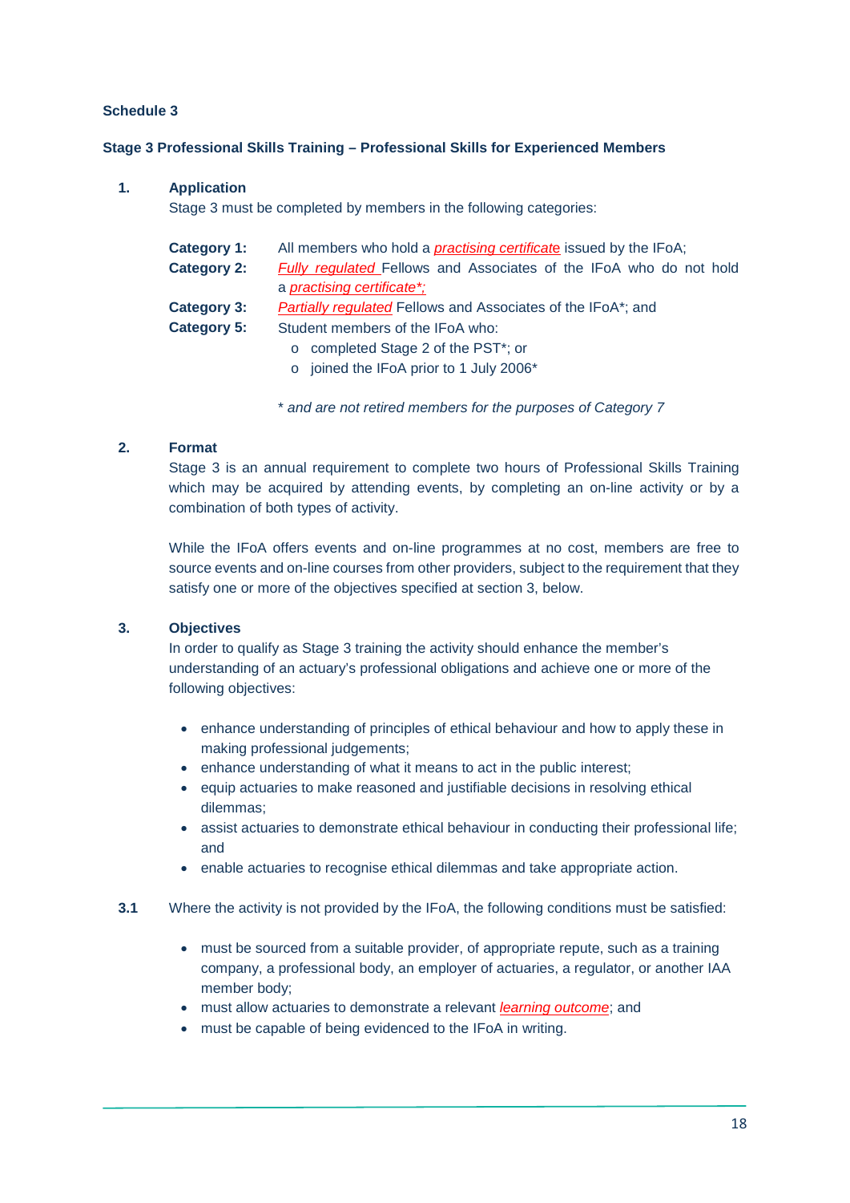**Schedule 3**

**Stage 3 Professional Skills Training – Professional Skills for Experienced Members**

**1. Application**

Stage 3 must be completed by members in the following categories:

**Category 1:** All members who hold a *practising certificate* issued by the IFoA;

**Category 2:** *Fully regulated* Fellows and Associates of the IFoA who do not hold a *practising certificate*\*;*

**Category 3:** *Partially regulated* Fellows and Associates of the IFoA\*; and

**Category 5:** Student members of the IFoA who:

- o completed Stage 2 of the PST\*; or
- o joined the IFoA prior to 1 July 2006\*

*\* and are not retired members for the purposes of Category 7*

**2. Format**

Stage 3 is an annual requirement to complete two hours of Professional Skills Training which may be acquired by attending events, by completing an on-line activity or by a combination of both types of activity.

While the IFoA offers events and on-line programmes at no cost, members are free to source events and on-line courses from other providers, subject to the requirement that they satisfy one or more of the objectives specified at section 3, below.

**3. Objectives**

In order to qualify as Stage 3 training the activity should enhance the member's understanding of an actuary's professional obligations and achieve one or more of the following objectives:

- enhance understanding of principles of ethical behaviour and how to apply these in making professional judgements;
- enhance understanding of what it means to act in the public interest;
- equip actuaries to make reasoned and justifiable decisions in resolving ethical dilemmas;
- assist actuaries to demonstrate ethical behaviour in conducting their professional life; and
- enable actuaries to recognise ethical dilemmas and take appropriate action.

**3.1** Where the activity is not provided by the IFoA, the following conditions must be satisfied:

- must be sourced from a suitable provider, of appropriate repute, such as a training company, a professional body, an employer of actuaries, a regulator, or another IAA member body;
- must allow actuaries to demonstrate a relevant *learning outcome*; and
- must be capable of being evidenced to the IFoA in writing.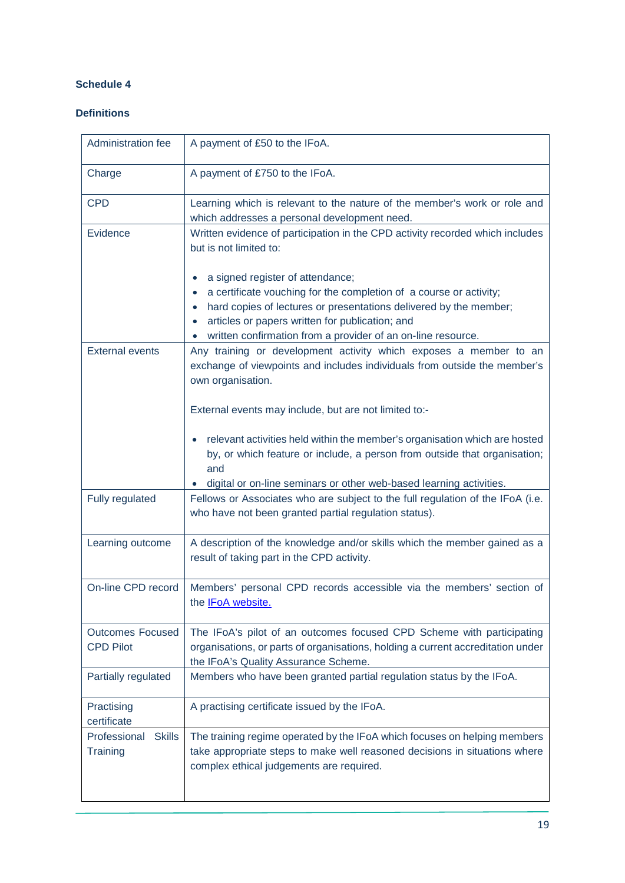**Schedule 4**

**Definitions**

| | |
|---|---|
| Administration fee | A payment of £50 to the IFoA. |
| Charge | A payment of £750 to the IFoA. |
| CPD | Learning which is relevant to the nature of the member's work or role and which addresses a personal development need. |
| Evidence | Written evidence of participation in the CPD activity recorded which includes but is not limited to:<br><br>• a signed register of attendance;<br>• a certificate vouching for the completion of a course or activity;<br>• hard copies of lectures or presentations delivered by the member;<br>• articles or papers written for publication; and<br>• written confirmation from a provider of an on-line resource. |
| External events | Any training or development activity which exposes a member to an exchange of viewpoints and includes individuals from outside the member's own organisation.<br><br>External events may include, but are not limited to:-<br><br>• relevant activities held within the member's organisation which are hosted by, or which feature or include, a person from outside that organisation; and<br>• digital or on-line seminars or other web-based learning activities. |
| Fully regulated | Fellows or Associates who are subject to the full regulation of the IFoA (i.e. who have not been granted partial regulation status). |
| Learning outcome | A description of the knowledge and/or skills which the member gained as a result of taking part in the CPD activity. |
| On-line CPD record | Members' personal CPD records accessible via the members' section of the IFoA website. |
| Outcomes Focused CPD Pilot | The IFoA's pilot of an outcomes focused CPD Scheme with participating organisations, or parts of organisations, holding a current accreditation under the IFoA's Quality Assurance Scheme. |
| Partially regulated | Members who have been granted partial regulation status by the IFoA. |
| Practising certificate | A practising certificate issued by the IFoA. |
| Professional Skills Training | The training regime operated by the IFoA which focuses on helping members take appropriate steps to make well reasoned decisions in situations where complex ethical judgements are required. |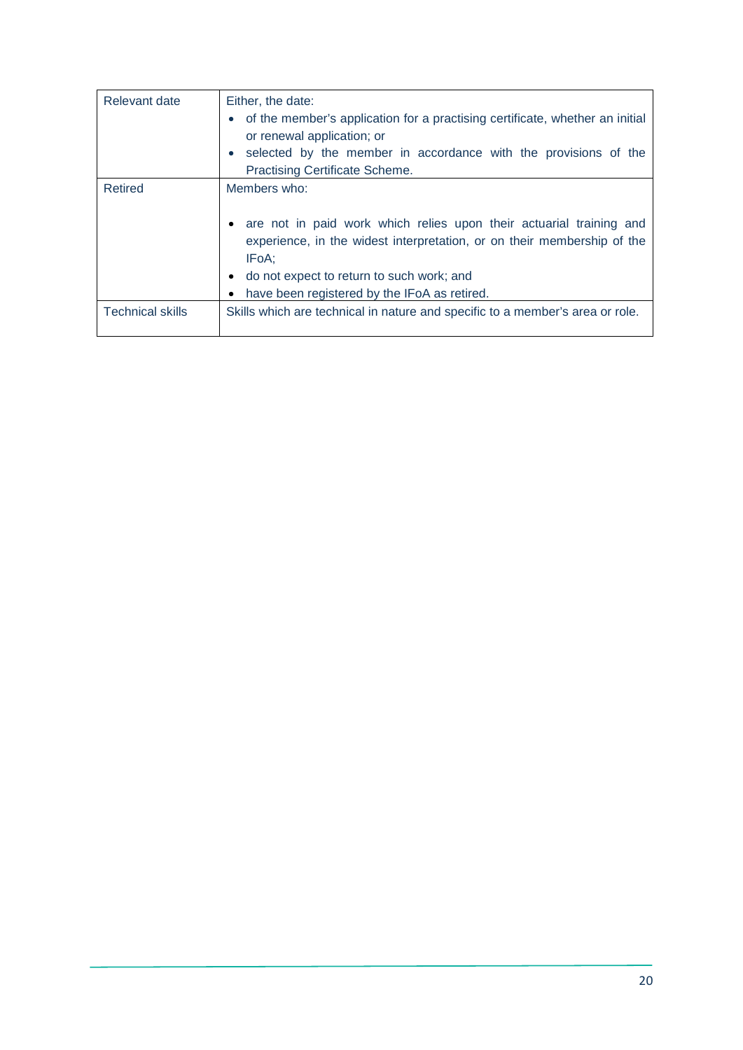| | |
|---|---|
| Relevant date | Either, the date:<br>• of the member's application for a practising certificate, whether an initial or renewal application; or<br>• selected by the member in accordance with the provisions of the Practising Certificate Scheme. |
| Retired | Members who:<br><br>• are not in paid work which relies upon their actuarial training and experience, in the widest interpretation, or on their membership of the IFoA;<br>• do not expect to return to such work; and<br>• have been registered by the IFoA as retired. |
| Technical skills | Skills which are technical in nature and specific to a member's area or role. |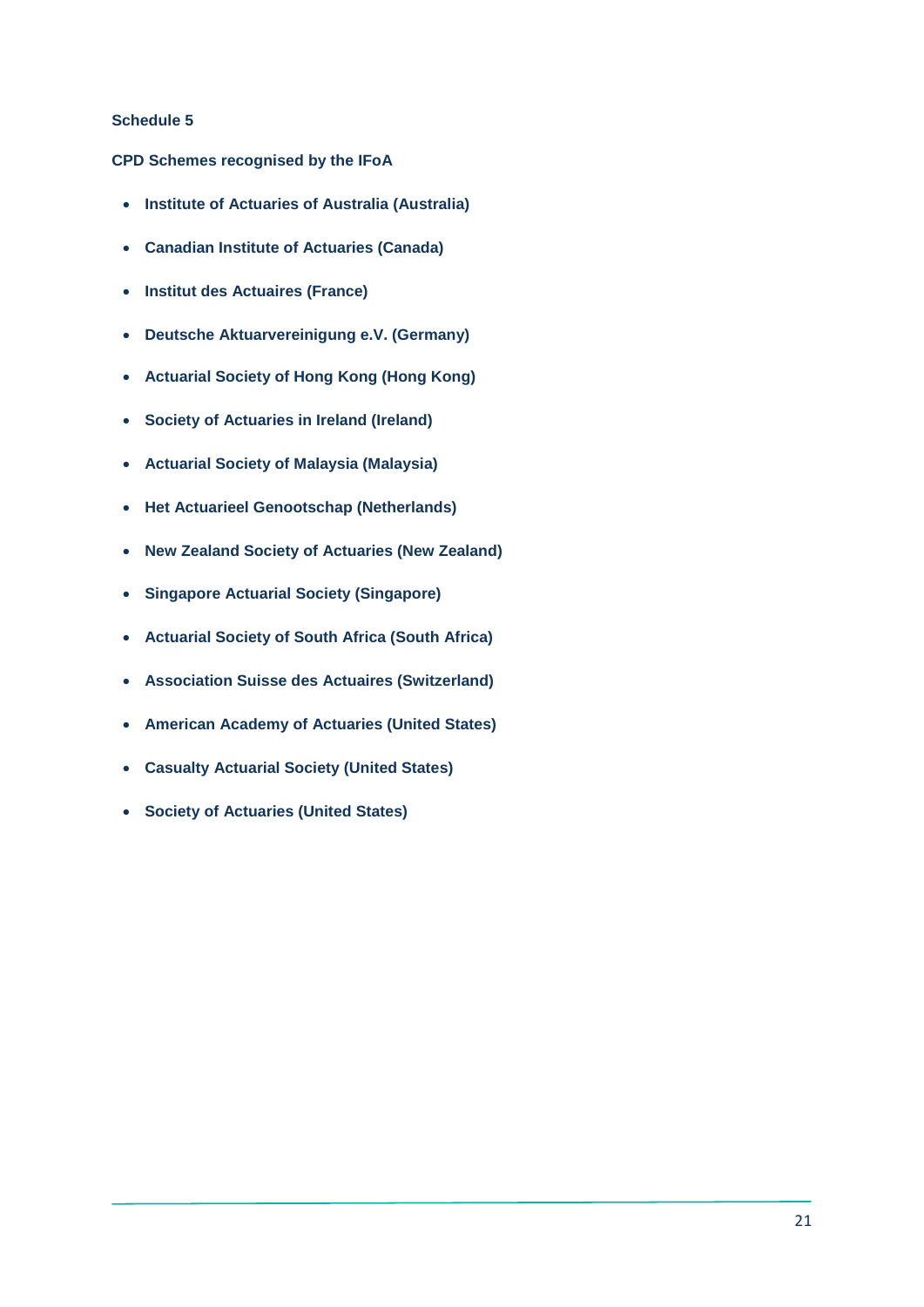**Schedule 5**

**CPD Schemes recognised by the IFoA**

- **Institute of Actuaries of Australia (Australia)**
- **Canadian Institute of Actuaries (Canada)**
- **Institut des Actuaires (France)**
- **Deutsche Aktuarvereinigung e.V. (Germany)**
- **Actuarial Society of Hong Kong (Hong Kong)**
- **Society of Actuaries in Ireland (Ireland)**
- **Actuarial Society of Malaysia (Malaysia)**
- **Het Actuarieel Genootschap (Netherlands)**
- **New Zealand Society of Actuaries (New Zealand)**
- **Singapore Actuarial Society (Singapore)**
- **Actuarial Society of South Africa (South Africa)**
- **Association Suisse des Actuaires (Switzerland)**
- **American Academy of Actuaries (United States)**
- **Casualty Actuarial Society (United States)**
- **Society of Actuaries (United States)**